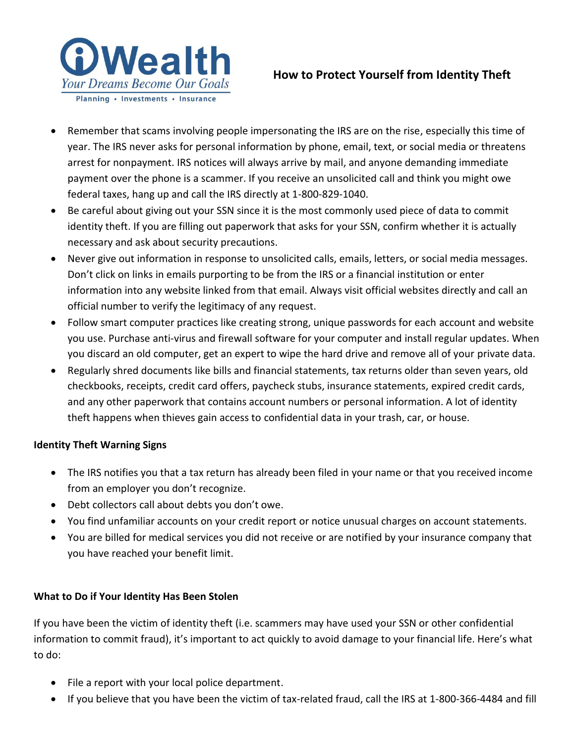iWealth

*Your Dreams Become Our Goals*

Planning • Investments • Insurance

# How to Protect Yourself from Identity Theft

- Remember that scams involving people impersonating the IRS are on the rise, especially this time of year. The IRS never asks for personal information by phone, email, text, or social media or threatens arrest for nonpayment. IRS notices will always arrive by mail, and anyone demanding immediate payment over the phone is a scammer. If you receive an unsolicited call and think you might owe federal taxes, hang up and call the IRS directly at 1-800-829-1040.
- Be careful about giving out your SSN since it is the most commonly used piece of data to commit identity theft. If you are filling out paperwork that asks for your SSN, confirm whether it is actually necessary and ask about security precautions.
- Never give out information in response to unsolicited calls, emails, letters, or social media messages. Don't click on links in emails purporting to be from the IRS or a financial institution or enter information into any website linked from that email. Always visit official websites directly and call an official number to verify the legitimacy of any request.
- Follow smart computer practices like creating strong, unique passwords for each account and website you use. Purchase anti-virus and firewall software for your computer and install regular updates. When you discard an old computer, get an expert to wipe the hard drive and remove all of your private data.
- Regularly shred documents like bills and financial statements, tax returns older than seven years, old checkbooks, receipts, credit card offers, paycheck stubs, insurance statements, expired credit cards, and any other paperwork that contains account numbers or personal information. A lot of identity theft happens when thieves gain access to confidential data in your trash, car, or house.

**Identity Theft Warning Signs**

- The IRS notifies you that a tax return has already been filed in your name or that you received income from an employer you don't recognize.
- Debt collectors call about debts you don't owe.
- You find unfamiliar accounts on your credit report or notice unusual charges on account statements.
- You are billed for medical services you did not receive or are notified by your insurance company that you have reached your benefit limit.

**What to Do if Your Identity Has Been Stolen**

If you have been the victim of identity theft (i.e. scammers may have used your SSN or other confidential information to commit fraud), it's important to act quickly to avoid damage to your financial life. Here's what to do:

- File a report with your local police department.
- If you believe that you have been the victim of tax-related fraud, call the IRS at 1-800-366-4484 and fill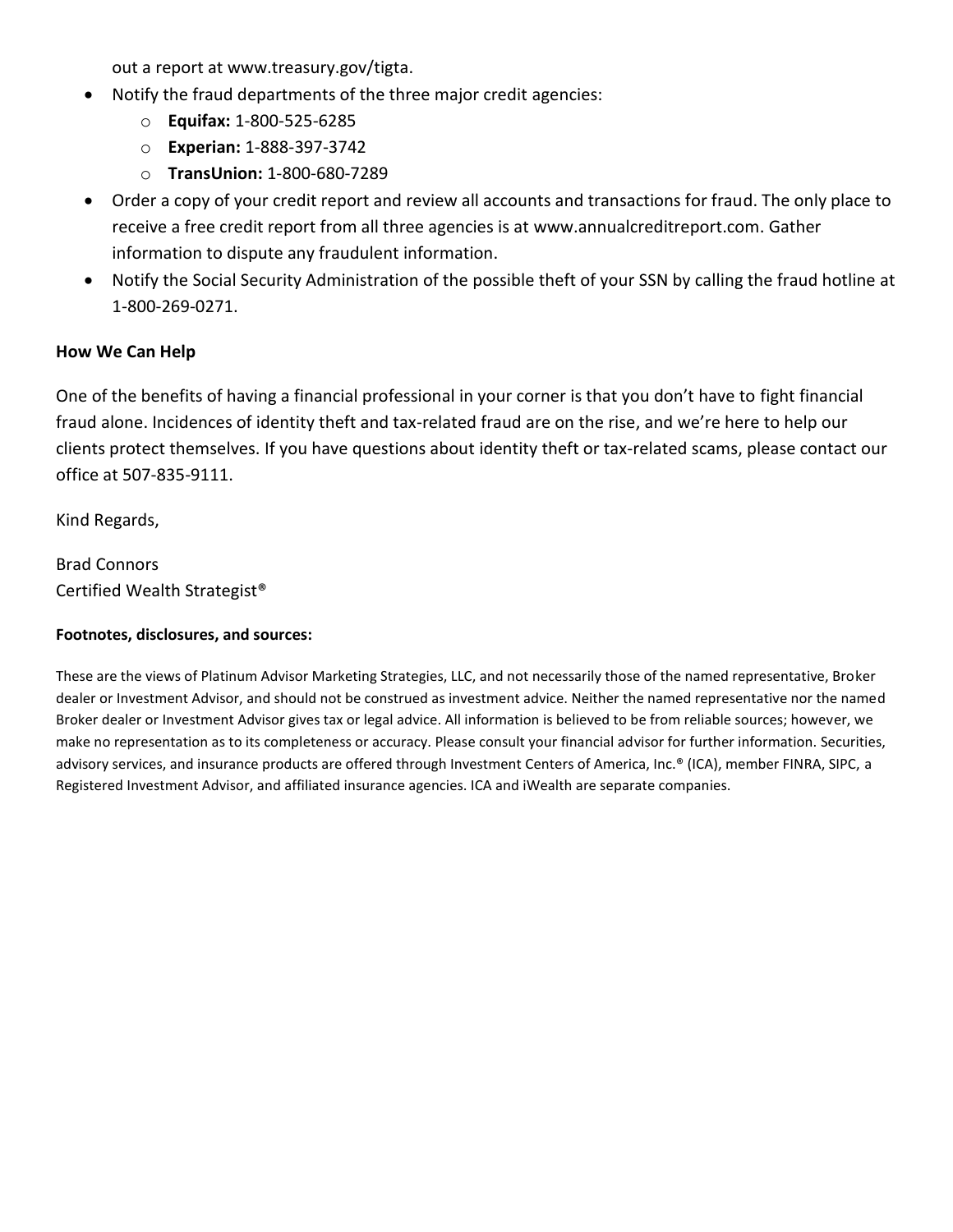out a report at www.treasury.gov/tigta.

- Notify the fraud departments of the three major credit agencies:
  - **Equifax:** 1-800-525-6285
  - **Experian:** 1-888-397-3742
  - **TransUnion:** 1-800-680-7289
- Order a copy of your credit report and review all accounts and transactions for fraud. The only place to receive a free credit report from all three agencies is at www.annualcreditreport.com. Gather information to dispute any fraudulent information.
- Notify the Social Security Administration of the possible theft of your SSN by calling the fraud hotline at 1-800-269-0271.

**How We Can Help**

One of the benefits of having a financial professional in your corner is that you don't have to fight financial fraud alone. Incidences of identity theft and tax-related fraud are on the rise, and we're here to help our clients protect themselves. If you have questions about identity theft or tax-related scams, please contact our office at 507-835-9111.

Kind Regards,

Brad Connors
Certified Wealth Strategist®

**Footnotes, disclosures, and sources:**

These are the views of Platinum Advisor Marketing Strategies, LLC, and not necessarily those of the named representative, Broker dealer or Investment Advisor, and should not be construed as investment advice. Neither the named representative nor the named Broker dealer or Investment Advisor gives tax or legal advice. All information is believed to be from reliable sources; however, we make no representation as to its completeness or accuracy. Please consult your financial advisor for further information. Securities, advisory services, and insurance products are offered through Investment Centers of America, Inc.® (ICA), member FINRA, SIPC, a Registered Investment Advisor, and affiliated insurance agencies. ICA and iWealth are separate companies.